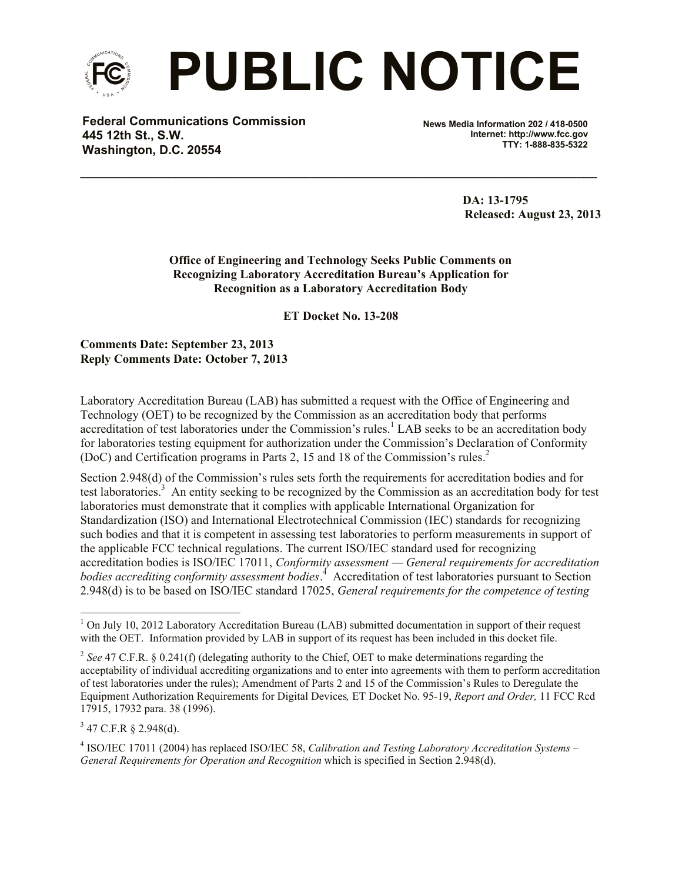# PUBLIC NOTICE

**Federal Communications Commission**
**445 12th St., S.W.**
**Washington, D.C. 20554**

**News Media Information 202 / 418-0500**
**Internet: http://www.fcc.gov**
**TTY: 1-888-835-5322**

**DA: 13-1795**
**Released: August 23, 2013**

**Office of Engineering and Technology Seeks Public Comments on Recognizing Laboratory Accreditation Bureau's Application for Recognition as a Laboratory Accreditation Body**

**ET Docket No. 13-208**

**Comments Date: September 23, 2013**
**Reply Comments Date: October 7, 2013**

Laboratory Accreditation Bureau (LAB) has submitted a request with the Office of Engineering and Technology (OET) to be recognized by the Commission as an accreditation body that performs accreditation of test laboratories under the Commission's rules.[1] LAB seeks to be an accreditation body for laboratories testing equipment for authorization under the Commission's Declaration of Conformity (DoC) and Certification programs in Parts 2, 15 and 18 of the Commission's rules.[2]

Section 2.948(d) of the Commission's rules sets forth the requirements for accreditation bodies and for test laboratories.[3] An entity seeking to be recognized by the Commission as an accreditation body for test laboratories must demonstrate that it complies with applicable International Organization for Standardization (ISO) and International Electrotechnical Commission (IEC) standards for recognizing such bodies and that it is competent in assessing test laboratories to perform measurements in support of the applicable FCC technical regulations. The current ISO/IEC standard used for recognizing accreditation bodies is ISO/IEC 17011, *Conformity assessment — General requirements for accreditation bodies accrediting conformity assessment bodies*.[4] Accreditation of test laboratories pursuant to Section 2.948(d) is to be based on ISO/IEC standard 17025, *General requirements for the competence of testing*

---

[1] On July 10, 2012 Laboratory Accreditation Bureau (LAB) submitted documentation in support of their request with the OET. Information provided by LAB in support of its request has been included in this docket file.

[2] *See* 47 C.F.R. § 0.241(f) (delegating authority to the Chief, OET to make determinations regarding the acceptability of individual accrediting organizations and to enter into agreements with them to perform accreditation of test laboratories under the rules); Amendment of Parts 2 and 15 of the Commission's Rules to Deregulate the Equipment Authorization Requirements for Digital Devices*,* ET Docket No. 95-19, *Report and Order,* 11 FCC Rcd 17915, 17932 para. 38 (1996).

[3] 47 C.F.R § 2.948(d).

[4] ISO/IEC 17011 (2004) has replaced ISO/IEC 58, *Calibration and Testing Laboratory Accreditation Systems – General Requirements for Operation and Recognition* which is specified in Section 2.948(d).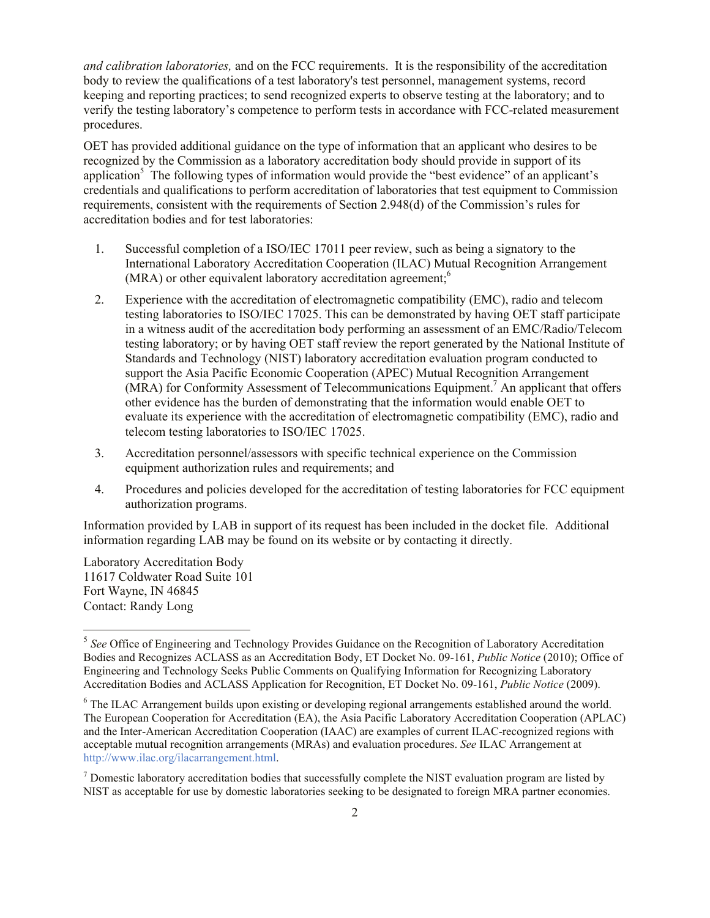*and calibration laboratories,* and on the FCC requirements. It is the responsibility of the accreditation body to review the qualifications of a test laboratory's test personnel, management systems, record keeping and reporting practices; to send recognized experts to observe testing at the laboratory; and to verify the testing laboratory's competence to perform tests in accordance with FCC-related measurement procedures.

OET has provided additional guidance on the type of information that an applicant who desires to be recognized by the Commission as a laboratory accreditation body should provide in support of its application[5] The following types of information would provide the "best evidence" of an applicant's credentials and qualifications to perform accreditation of laboratories that test equipment to Commission requirements, consistent with the requirements of Section 2.948(d) of the Commission's rules for accreditation bodies and for test laboratories:

1. Successful completion of a ISO/IEC 17011 peer review, such as being a signatory to the International Laboratory Accreditation Cooperation (ILAC) Mutual Recognition Arrangement (MRA) or other equivalent laboratory accreditation agreement;[6]

2. Experience with the accreditation of electromagnetic compatibility (EMC), radio and telecom testing laboratories to ISO/IEC 17025. This can be demonstrated by having OET staff participate in a witness audit of the accreditation body performing an assessment of an EMC/Radio/Telecom testing laboratory; or by having OET staff review the report generated by the National Institute of Standards and Technology (NIST) laboratory accreditation evaluation program conducted to support the Asia Pacific Economic Cooperation (APEC) Mutual Recognition Arrangement (MRA) for Conformity Assessment of Telecommunications Equipment.[7] An applicant that offers other evidence has the burden of demonstrating that the information would enable OET to evaluate its experience with the accreditation of electromagnetic compatibility (EMC), radio and telecom testing laboratories to ISO/IEC 17025.

3. Accreditation personnel/assessors with specific technical experience on the Commission equipment authorization rules and requirements; and

4. Procedures and policies developed for the accreditation of testing laboratories for FCC equipment authorization programs.

Information provided by LAB in support of its request has been included in the docket file. Additional information regarding LAB may be found on its website or by contacting it directly.

Laboratory Accreditation Body
11617 Coldwater Road Suite 101
Fort Wayne, IN 46845
Contact: Randy Long

---

[5] *See* Office of Engineering and Technology Provides Guidance on the Recognition of Laboratory Accreditation Bodies and Recognizes ACLASS as an Accreditation Body, ET Docket No. 09-161, *Public Notice* (2010); Office of Engineering and Technology Seeks Public Comments on Qualifying Information for Recognizing Laboratory Accreditation Bodies and ACLASS Application for Recognition, ET Docket No. 09-161, *Public Notice* (2009).

[6] The ILAC Arrangement builds upon existing or developing regional arrangements established around the world. The European Cooperation for Accreditation (EA), the Asia Pacific Laboratory Accreditation Cooperation (APLAC) and the Inter-American Accreditation Cooperation (IAAC) are examples of current ILAC-recognized regions with acceptable mutual recognition arrangements (MRAs) and evaluation procedures. *See* ILAC Arrangement at http://www.ilac.org/ilacarrangement.html.

[7] Domestic laboratory accreditation bodies that successfully complete the NIST evaluation program are listed by NIST as acceptable for use by domestic laboratories seeking to be designated to foreign MRA partner economies.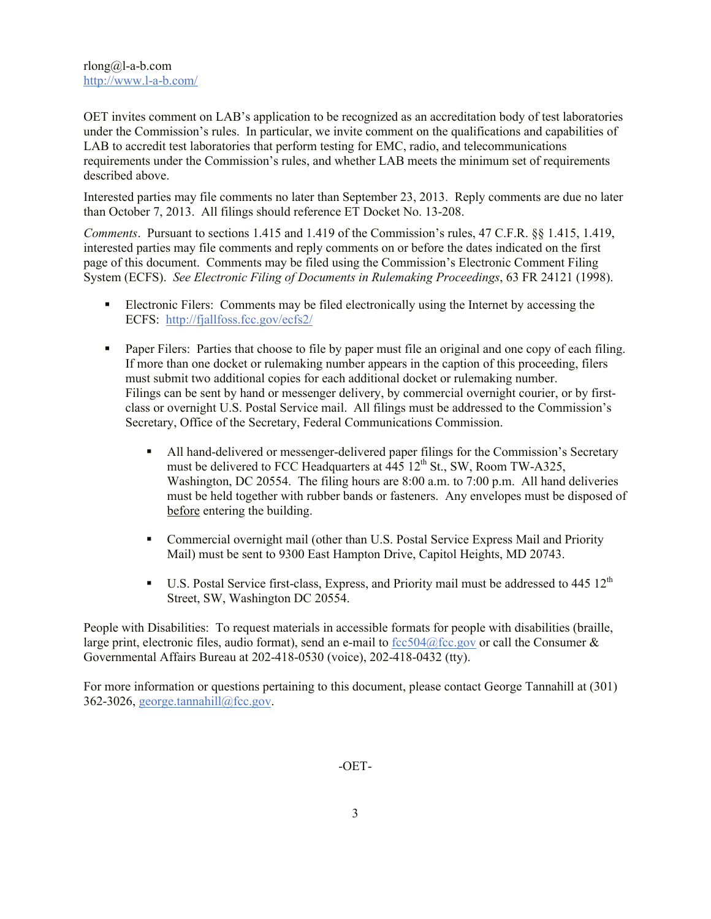rlong@l-a-b.com
http://www.l-a-b.com/

OET invites comment on LAB's application to be recognized as an accreditation body of test laboratories under the Commission's rules. In particular, we invite comment on the qualifications and capabilities of LAB to accredit test laboratories that perform testing for EMC, radio, and telecommunications requirements under the Commission's rules, and whether LAB meets the minimum set of requirements described above.

Interested parties may file comments no later than September 23, 2013. Reply comments are due no later than October 7, 2013. All filings should reference ET Docket No. 13-208.

*Comments*. Pursuant to sections 1.415 and 1.419 of the Commission's rules, 47 C.F.R. §§ 1.415, 1.419, interested parties may file comments and reply comments on or before the dates indicated on the first page of this document. Comments may be filed using the Commission's Electronic Comment Filing System (ECFS). *See Electronic Filing of Documents in Rulemaking Proceedings*, 63 FR 24121 (1998).

- Electronic Filers: Comments may be filed electronically using the Internet by accessing the ECFS: http://fjallfoss.fcc.gov/ecfs2/

- Paper Filers: Parties that choose to file by paper must file an original and one copy of each filing. If more than one docket or rulemaking number appears in the caption of this proceeding, filers must submit two additional copies for each additional docket or rulemaking number. Filings can be sent by hand or messenger delivery, by commercial overnight courier, or by first-class or overnight U.S. Postal Service mail. All filings must be addressed to the Commission's Secretary, Office of the Secretary, Federal Communications Commission.

  - All hand-delivered or messenger-delivered paper filings for the Commission's Secretary must be delivered to FCC Headquarters at 445 12th St., SW, Room TW-A325, Washington, DC 20554. The filing hours are 8:00 a.m. to 7:00 p.m. All hand deliveries must be held together with rubber bands or fasteners. Any envelopes must be disposed of before entering the building.

  - Commercial overnight mail (other than U.S. Postal Service Express Mail and Priority Mail) must be sent to 9300 East Hampton Drive, Capitol Heights, MD 20743.

  - U.S. Postal Service first-class, Express, and Priority mail must be addressed to 445 12th Street, SW, Washington DC 20554.

People with Disabilities: To request materials in accessible formats for people with disabilities (braille, large print, electronic files, audio format), send an e-mail to fcc504@fcc.gov or call the Consumer & Governmental Affairs Bureau at 202-418-0530 (voice), 202-418-0432 (tty).

For more information or questions pertaining to this document, please contact George Tannahill at (301) 362-3026, george.tannahill@fcc.gov.

-OET-